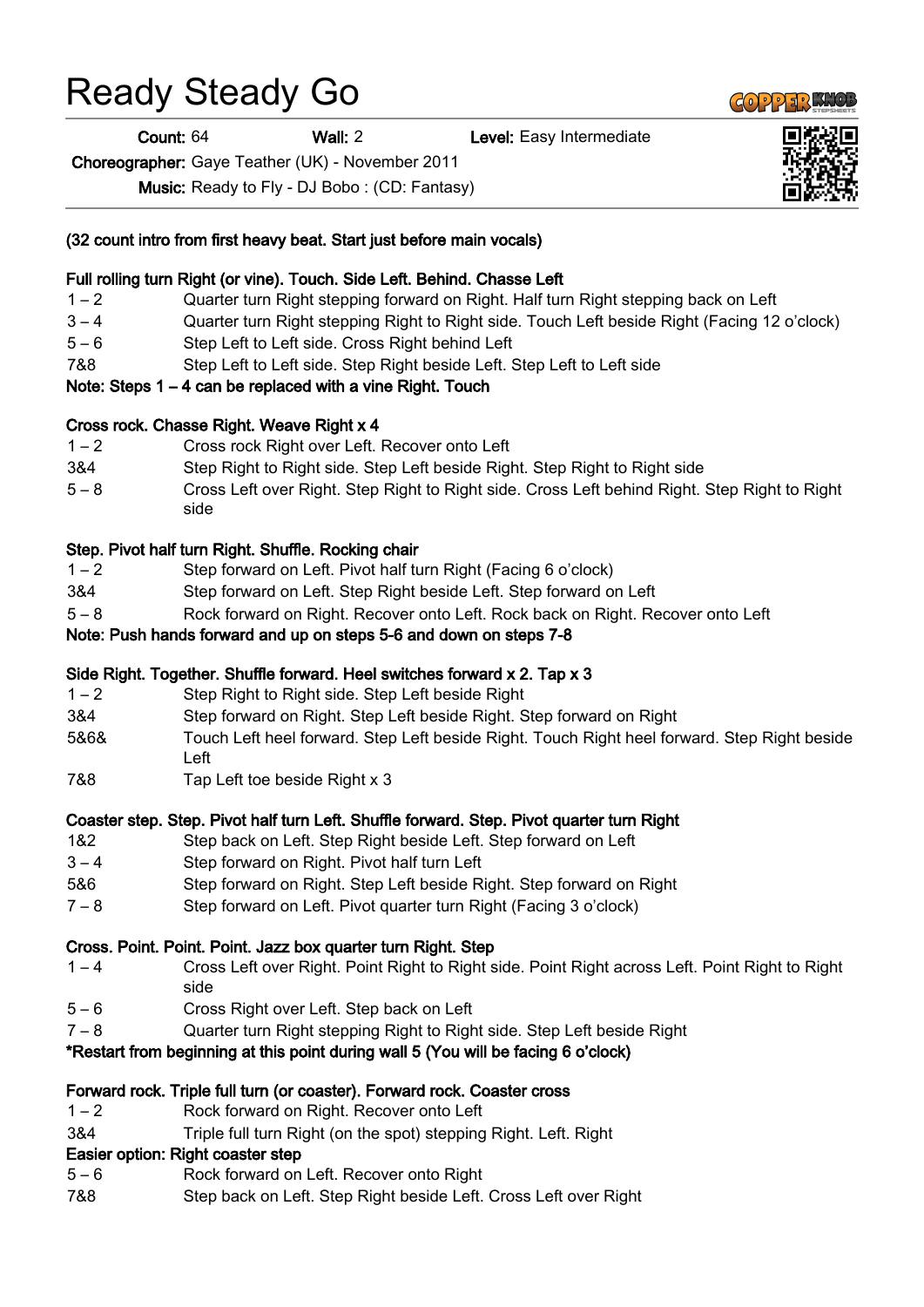# Ready Steady Go

**Count:** 64 **Wall:** 2 **Level:** Easy Intermediate

**Choreographer:** Gaye Teather (UK) - November 2011

**Music:** Ready to Fly - DJ Bobo : (CD: Fantasy)

**(32 count intro from first heavy beat. Start just before main vocals)**

**Full rolling turn Right (or vine). Touch. Side Left. Behind. Chasse Left**

| | |
|---|---|
| 1 – 2 | Quarter turn Right stepping forward on Right. Half turn Right stepping back on Left |
| 3 – 4 | Quarter turn Right stepping Right to Right side. Touch Left beside Right (Facing 12 o'clock) |
| 5 – 6 | Step Left to Left side. Cross Right behind Left |
| 7&8 | Step Left to Left side. Step Right beside Left. Step Left to Left side |

**Note: Steps 1 – 4 can be replaced with a vine Right. Touch**

**Cross rock. Chasse Right. Weave Right x 4**

| | |
|---|---|
| 1 – 2 | Cross rock Right over Left. Recover onto Left |
| 3&4 | Step Right to Right side. Step Left beside Right. Step Right to Right side |
| 5 – 8 | Cross Left over Right. Step Right to Right side. Cross Left behind Right. Step Right to Right side |

**Step. Pivot half turn Right. Shuffle. Rocking chair**

| | |
|---|---|
| 1 – 2 | Step forward on Left. Pivot half turn Right (Facing 6 o'clock) |
| 3&4 | Step forward on Left. Step Right beside Left. Step forward on Left |
| 5 – 8 | Rock forward on Right. Recover onto Left. Rock back on Right. Recover onto Left |

**Note: Push hands forward and up on steps 5-6 and down on steps 7-8**

**Side Right. Together. Shuffle forward. Heel switches forward x 2. Tap x 3**

| | |
|---|---|
| 1 – 2 | Step Right to Right side. Step Left beside Right |
| 3&4 | Step forward on Right. Step Left beside Right. Step forward on Right |
| 5&6& | Touch Left heel forward. Step Left beside Right. Touch Right heel forward. Step Right beside Left |
| 7&8 | Tap Left toe beside Right x 3 |

**Coaster step. Step. Pivot half turn Left. Shuffle forward. Step. Pivot quarter turn Right**

| | |
|---|---|
| 1&2 | Step back on Left. Step Right beside Left. Step forward on Left |
| 3 – 4 | Step forward on Right. Pivot half turn Left |
| 5&6 | Step forward on Right. Step Left beside Right. Step forward on Right |
| 7 – 8 | Step forward on Left. Pivot quarter turn Right (Facing 3 o'clock) |

**Cross. Point. Point. Point. Jazz box quarter turn Right. Step**

| | |
|---|---|
| 1 – 4 | Cross Left over Right. Point Right to Right side. Point Right across Left. Point Right to Right side |
| 5 – 6 | Cross Right over Left. Step back on Left |
| 7 – 8 | Quarter turn Right stepping Right to Right side. Step Left beside Right |

**\*Restart from beginning at this point during wall 5 (You will be facing 6 o'clock)**

**Forward rock. Triple full turn (or coaster). Forward rock. Coaster cross**

| | |
|---|---|
| 1 – 2 | Rock forward on Right. Recover onto Left |
| 3&4 | Triple full turn Right (on the spot) stepping Right. Left. Right |

**Easier option: Right coaster step**

| | |
|---|---|
| 5 – 6 | Rock forward on Left. Recover onto Right |
| 7&8 | Step back on Left. Step Right beside Left. Cross Left over Right |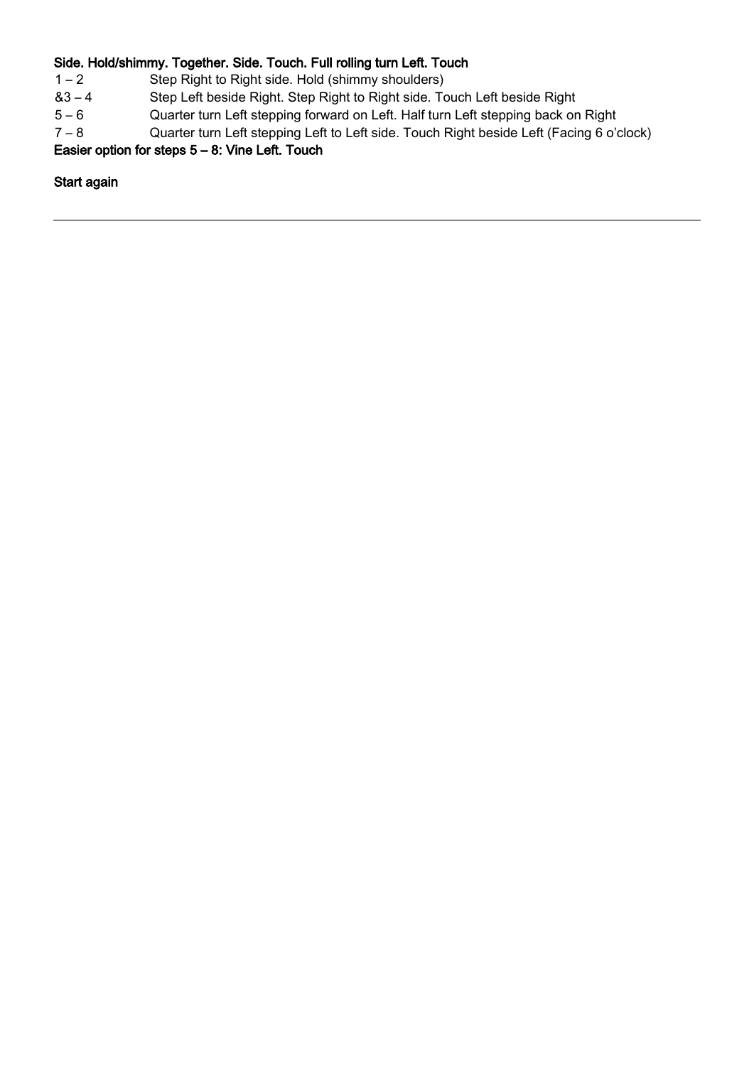**Side. Hold/shimmy. Together. Side. Touch. Full rolling turn Left. Touch**

| | |
|---|---|
| 1 – 2 | Step Right to Right side. Hold (shimmy shoulders) |
| &3 – 4 | Step Left beside Right. Step Right to Right side. Touch Left beside Right |
| 5 – 6 | Quarter turn Left stepping forward on Left. Half turn Left stepping back on Right |
| 7 – 8 | Quarter turn Left stepping Left to Left side. Touch Right beside Left (Facing 6 o'clock) |

**Easier option for steps 5 – 8: Vine Left. Touch**

**Start again**

---